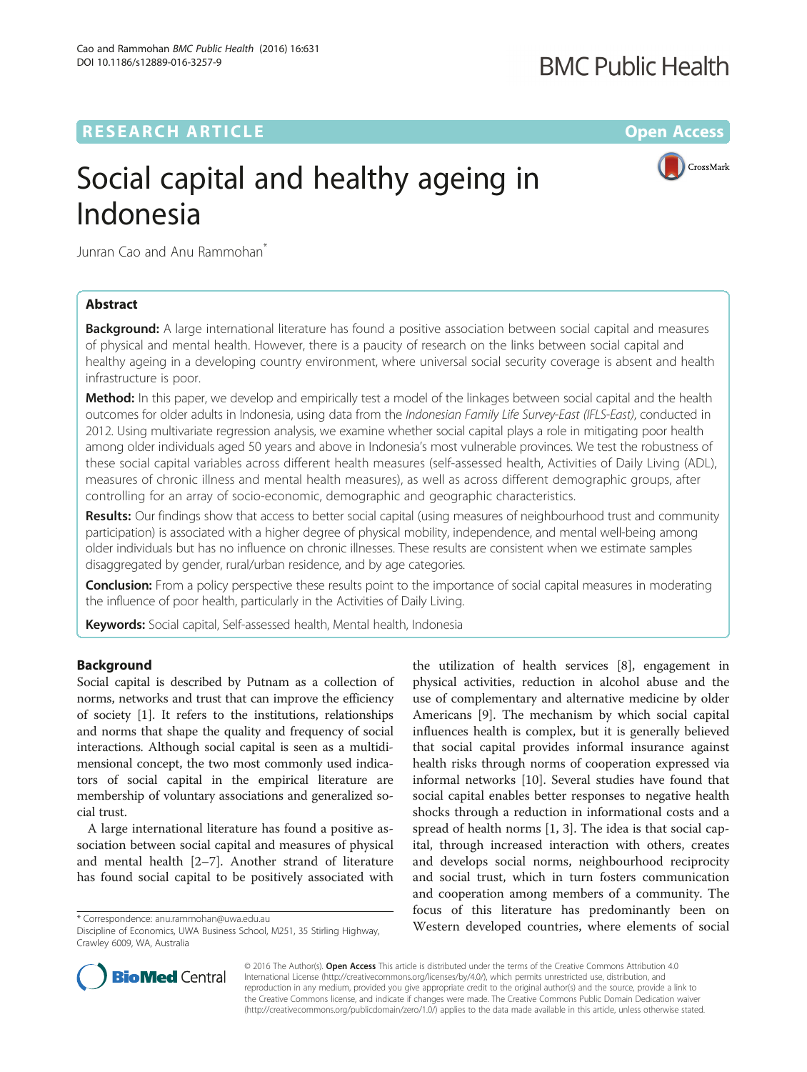**RESEARCH ARTICLE** **Open Access**

# Social capital and healthy ageing in Indonesia

Junran Cao and Anu Rammohan*

## Abstract

**Background:** A large international literature has found a positive association between social capital and measures of physical and mental health. However, there is a paucity of research on the links between social capital and healthy ageing in a developing country environment, where universal social security coverage is absent and health infrastructure is poor.

**Method:** In this paper, we develop and empirically test a model of the linkages between social capital and the health outcomes for older adults in Indonesia, using data from the *Indonesian Family Life Survey-East (IFLS-East)*, conducted in 2012. Using multivariate regression analysis, we examine whether social capital plays a role in mitigating poor health among older individuals aged 50 years and above in Indonesia's most vulnerable provinces. We test the robustness of these social capital variables across different health measures (self-assessed health, Activities of Daily Living (ADL), measures of chronic illness and mental health measures), as well as across different demographic groups, after controlling for an array of socio-economic, demographic and geographic characteristics.

**Results:** Our findings show that access to better social capital (using measures of neighbourhood trust and community participation) is associated with a higher degree of physical mobility, independence, and mental well-being among older individuals but has no influence on chronic illnesses. These results are consistent when we estimate samples disaggregated by gender, rural/urban residence, and by age categories.

**Conclusion:** From a policy perspective these results point to the importance of social capital measures in moderating the influence of poor health, particularly in the Activities of Daily Living.

**Keywords:** Social capital, Self-assessed health, Mental health, Indonesia

## Background

Social capital is described by Putnam as a collection of norms, networks and trust that can improve the efficiency of society [1]. It refers to the institutions, relationships and norms that shape the quality and frequency of social interactions. Although social capital is seen as a multidimensional concept, the two most commonly used indicators of social capital in the empirical literature are membership of voluntary associations and generalized social trust.

A large international literature has found a positive association between social capital and measures of physical and mental health [2–7]. Another strand of literature has found social capital to be positively associated with the utilization of health services [8], engagement in physical activities, reduction in alcohol abuse and the use of complementary and alternative medicine by older Americans [9]. The mechanism by which social capital influences health is complex, but it is generally believed that social capital provides informal insurance against health risks through norms of cooperation expressed via informal networks [10]. Several studies have found that social capital enables better responses to negative health shocks through a reduction in informational costs and a spread of health norms [1, 3]. The idea is that social capital, through increased interaction with others, creates and develops social norms, neighbourhood reciprocity and social trust, which in turn fosters communication and cooperation among members of a community. The focus of this literature has predominantly been on Western developed countries, where elements of social

\* Correspondence: anu.rammohan@uwa.edu.au
Discipline of Economics, UWA Business School, M251, 35 Stirling Highway, Crawley 6009, WA, Australia

© 2016 The Author(s). **Open Access** This article is distributed under the terms of the Creative Commons Attribution 4.0 International License (http://creativecommons.org/licenses/by/4.0/), which permits unrestricted use, distribution, and reproduction in any medium, provided you give appropriate credit to the original author(s) and the source, provide a link to the Creative Commons license, and indicate if changes were made. The Creative Commons Public Domain Dedication waiver (http://creativecommons.org/publicdomain/zero/1.0/) applies to the data made available in this article, unless otherwise stated.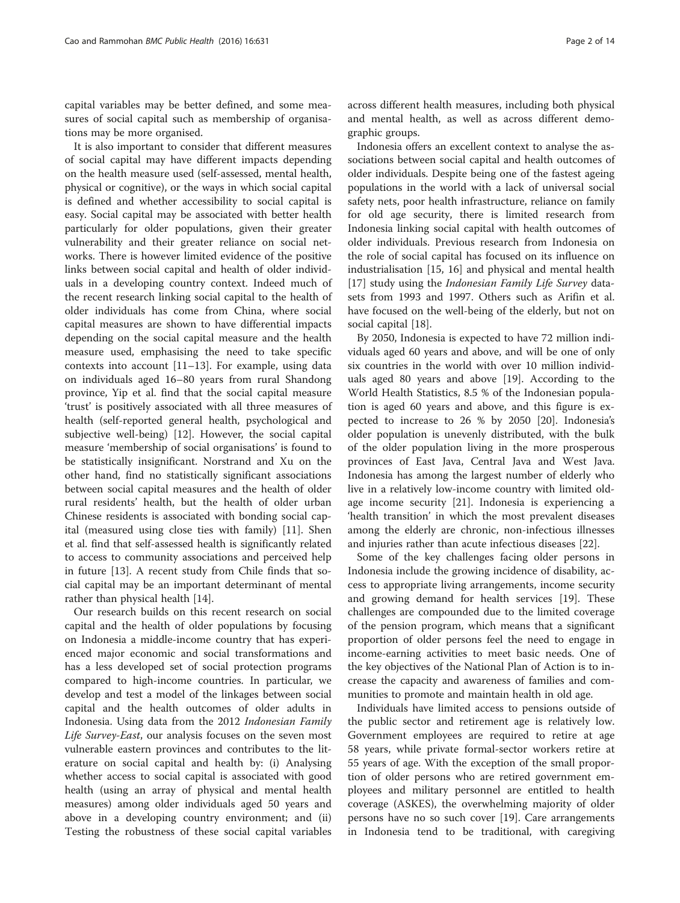capital variables may be better defined, and some measures of social capital such as membership of organisations may be more organised.

It is also important to consider that different measures of social capital may have different impacts depending on the health measure used (self-assessed, mental health, physical or cognitive), or the ways in which social capital is defined and whether accessibility to social capital is easy. Social capital may be associated with better health particularly for older populations, given their greater vulnerability and their greater reliance on social networks. There is however limited evidence of the positive links between social capital and health of older individuals in a developing country context. Indeed much of the recent research linking social capital to the health of older individuals has come from China, where social capital measures are shown to have differential impacts depending on the social capital measure and the health measure used, emphasising the need to take specific contexts into account [11–13]. For example, using data on individuals aged 16–80 years from rural Shandong province, Yip et al. find that the social capital measure 'trust' is positively associated with all three measures of health (self-reported general health, psychological and subjective well-being) [12]. However, the social capital measure 'membership of social organisations' is found to be statistically insignificant. Norstrand and Xu on the other hand, find no statistically significant associations between social capital measures and the health of older rural residents' health, but the health of older urban Chinese residents is associated with bonding social capital (measured using close ties with family) [11]. Shen et al. find that self-assessed health is significantly related to access to community associations and perceived help in future [13]. A recent study from Chile finds that social capital may be an important determinant of mental rather than physical health [14].

Our research builds on this recent research on social capital and the health of older populations by focusing on Indonesia a middle-income country that has experienced major economic and social transformations and has a less developed set of social protection programs compared to high-income countries. In particular, we develop and test a model of the linkages between social capital and the health outcomes of older adults in Indonesia. Using data from the 2012 *Indonesian Family Life Survey-East*, our analysis focuses on the seven most vulnerable eastern provinces and contributes to the literature on social capital and health by: (i) Analysing whether access to social capital is associated with good health (using an array of physical and mental health measures) among older individuals aged 50 years and above in a developing country environment; and (ii) Testing the robustness of these social capital variables across different health measures, including both physical and mental health, as well as across different demographic groups.

Indonesia offers an excellent context to analyse the associations between social capital and health outcomes of older individuals. Despite being one of the fastest ageing populations in the world with a lack of universal social safety nets, poor health infrastructure, reliance on family for old age security, there is limited research from Indonesia linking social capital with health outcomes of older individuals. Previous research from Indonesia on the role of social capital has focused on its influence on industrialisation [15, 16] and physical and mental health [17] study using the *Indonesian Family Life Survey* datasets from 1993 and 1997. Others such as Arifin et al. have focused on the well-being of the elderly, but not on social capital [18].

By 2050, Indonesia is expected to have 72 million individuals aged 60 years and above, and will be one of only six countries in the world with over 10 million individuals aged 80 years and above [19]. According to the World Health Statistics, 8.5 % of the Indonesian population is aged 60 years and above, and this figure is expected to increase to 26 % by 2050 [20]. Indonesia's older population is unevenly distributed, with the bulk of the older population living in the more prosperous provinces of East Java, Central Java and West Java. Indonesia has among the largest number of elderly who live in a relatively low-income country with limited old-age income security [21]. Indonesia is experiencing a 'health transition' in which the most prevalent diseases among the elderly are chronic, non-infectious illnesses and injuries rather than acute infectious diseases [22].

Some of the key challenges facing older persons in Indonesia include the growing incidence of disability, access to appropriate living arrangements, income security and growing demand for health services [19]. These challenges are compounded due to the limited coverage of the pension program, which means that a significant proportion of older persons feel the need to engage in income-earning activities to meet basic needs. One of the key objectives of the National Plan of Action is to increase the capacity and awareness of families and communities to promote and maintain health in old age.

Individuals have limited access to pensions outside of the public sector and retirement age is relatively low. Government employees are required to retire at age 58 years, while private formal-sector workers retire at 55 years of age. With the exception of the small proportion of older persons who are retired government employees and military personnel are entitled to health coverage (ASKES), the overwhelming majority of older persons have no so such cover [19]. Care arrangements in Indonesia tend to be traditional, with caregiving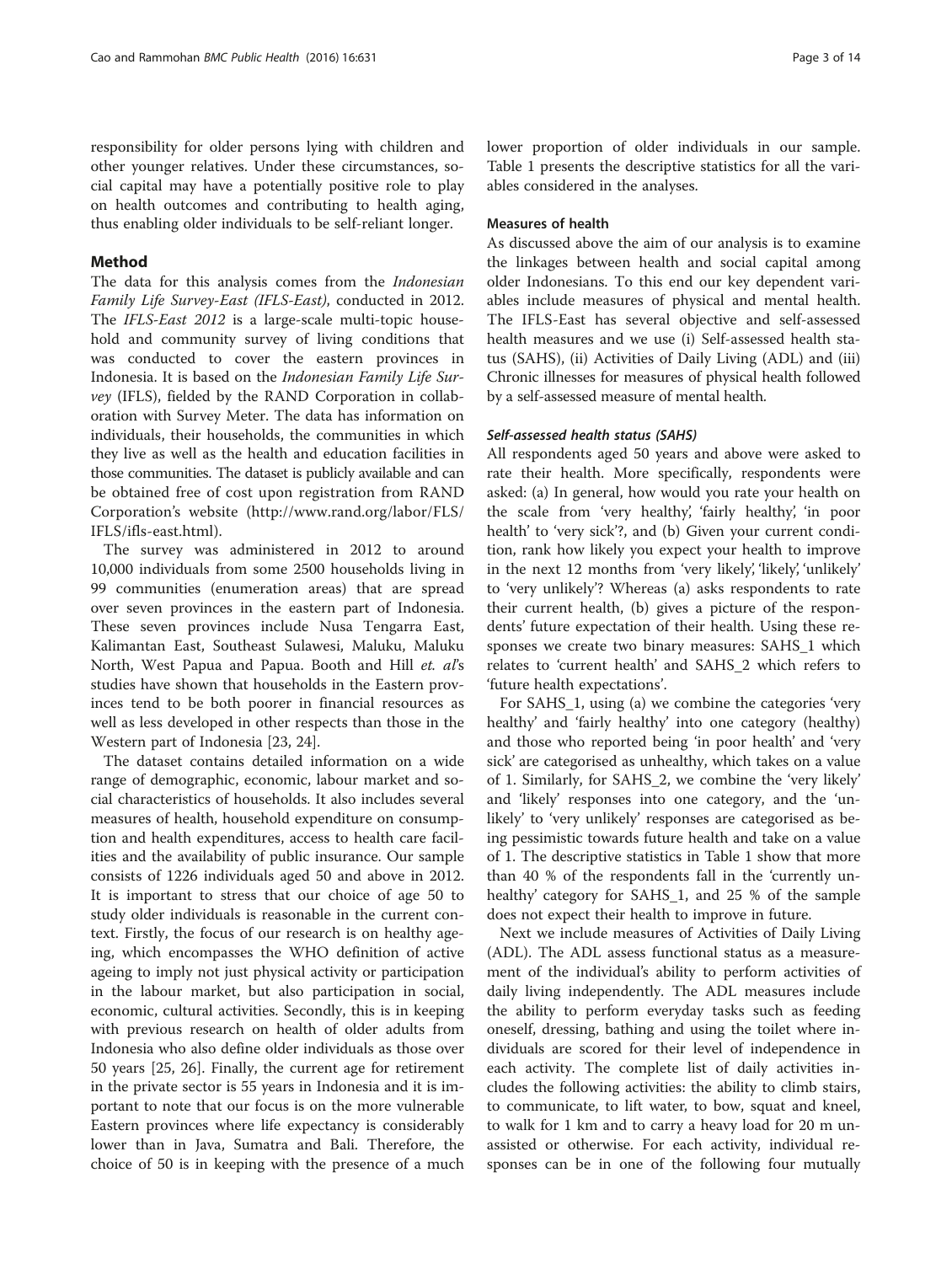responsibility for older persons lying with children and other younger relatives. Under these circumstances, social capital may have a potentially positive role to play on health outcomes and contributing to health aging, thus enabling older individuals to be self-reliant longer.

## Method

The data for this analysis comes from the *Indonesian Family Life Survey-East (IFLS-East)*, conducted in 2012. The *IFLS-East 2012* is a large-scale multi-topic household and community survey of living conditions that was conducted to cover the eastern provinces in Indonesia. It is based on the *Indonesian Family Life Survey* (IFLS), fielded by the RAND Corporation in collaboration with Survey Meter. The data has information on individuals, their households, the communities in which they live as well as the health and education facilities in those communities. The dataset is publicly available and can be obtained free of cost upon registration from RAND Corporation's website (http://www.rand.org/labor/FLS/IFLS/ifls-east.html).

The survey was administered in 2012 to around 10,000 individuals from some 2500 households living in 99 communities (enumeration areas) that are spread over seven provinces in the eastern part of Indonesia. These seven provinces include Nusa Tengarra East, Kalimantan East, Southeast Sulawesi, Maluku, Maluku North, West Papua and Papua. Booth and Hill *et. al*'s studies have shown that households in the Eastern provinces tend to be both poorer in financial resources as well as less developed in other respects than those in the Western part of Indonesia [23, 24].

The dataset contains detailed information on a wide range of demographic, economic, labour market and social characteristics of households. It also includes several measures of health, household expenditure on consumption and health expenditures, access to health care facilities and the availability of public insurance. Our sample consists of 1226 individuals aged 50 and above in 2012. It is important to stress that our choice of age 50 to study older individuals is reasonable in the current context. Firstly, the focus of our research is on healthy ageing, which encompasses the WHO definition of active ageing to imply not just physical activity or participation in the labour market, but also participation in social, economic, cultural activities. Secondly, this is in keeping with previous research on health of older adults from Indonesia who also define older individuals as those over 50 years [25, 26]. Finally, the current age for retirement in the private sector is 55 years in Indonesia and it is important to note that our focus is on the more vulnerable Eastern provinces where life expectancy is considerably lower than in Java, Sumatra and Bali. Therefore, the choice of 50 is in keeping with the presence of a much lower proportion of older individuals in our sample. Table 1 presents the descriptive statistics for all the variables considered in the analyses.

### Measures of health

As discussed above the aim of our analysis is to examine the linkages between health and social capital among older Indonesians. To this end our key dependent variables include measures of physical and mental health. The IFLS-East has several objective and self-assessed health measures and we use (i) Self-assessed health status (SAHS), (ii) Activities of Daily Living (ADL) and (iii) Chronic illnesses for measures of physical health followed by a self-assessed measure of mental health.

#### *Self-assessed health status (SAHS)*

All respondents aged 50 years and above were asked to rate their health. More specifically, respondents were asked: (a) In general, how would you rate your health on the scale from 'very healthy', 'fairly healthy', 'in poor health' to 'very sick'?, and (b) Given your current condition, rank how likely you expect your health to improve in the next 12 months from 'very likely', 'likely', 'unlikely' to 'very unlikely'? Whereas (a) asks respondents to rate their current health, (b) gives a picture of the respondents' future expectation of their health. Using these responses we create two binary measures: SAHS_1 which relates to 'current health' and SAHS_2 which refers to 'future health expectations'.

For SAHS_1, using (a) we combine the categories 'very healthy' and 'fairly healthy' into one category (healthy) and those who reported being 'in poor health' and 'very sick' are categorised as unhealthy, which takes on a value of 1. Similarly, for SAHS_2, we combine the 'very likely' and 'likely' responses into one category, and the 'unlikely' to 'very unlikely' responses are categorised as being pessimistic towards future health and take on a value of 1. The descriptive statistics in Table 1 show that more than 40 % of the respondents fall in the 'currently unhealthy' category for SAHS_1, and 25 % of the sample does not expect their health to improve in future.

Next we include measures of Activities of Daily Living (ADL). The ADL assess functional status as a measurement of the individual's ability to perform activities of daily living independently. The ADL measures include the ability to perform everyday tasks such as feeding oneself, dressing, bathing and using the toilet where individuals are scored for their level of independence in each activity. The complete list of daily activities includes the following activities: the ability to climb stairs, to communicate, to lift water, to bow, squat and kneel, to walk for 1 km and to carry a heavy load for 20 m unassisted or otherwise. For each activity, individual responses can be in one of the following four mutually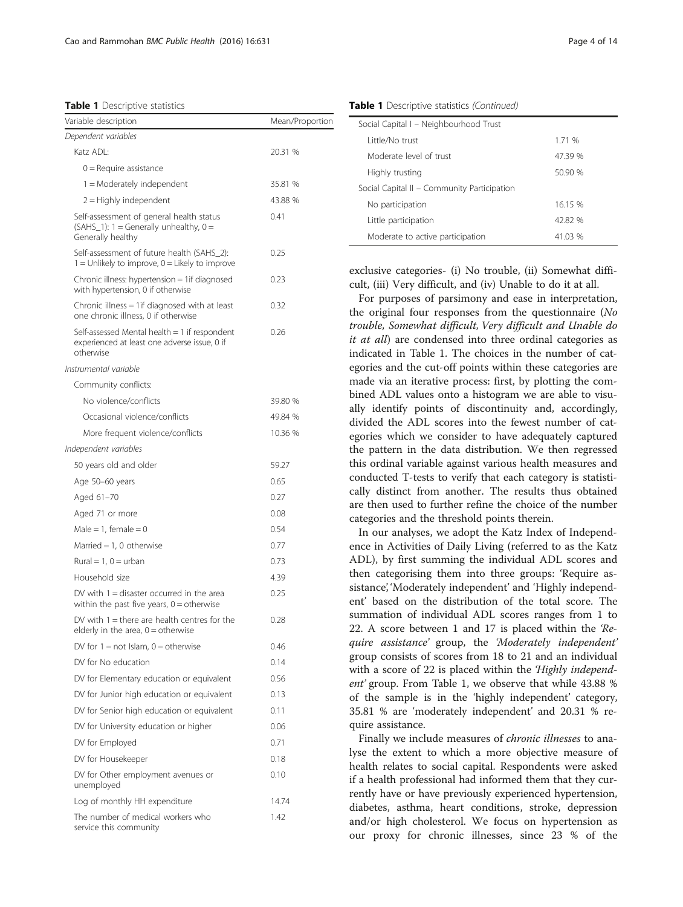**Table 1** Descriptive statistics

| Variable description | Mean/Proportion |
| --- | --- |
| *Dependent variables* | |
| Katz ADL: | 20.31 % |
| 0 = Require assistance | |
| 1 = Moderately independent | 35.81 % |
| 2 = Highly independent | 43.88 % |
| Self-assessment of general health status (SAHS_1): 1 = Generally unhealthy, 0 = Generally healthy | 0.41 |
| Self-assessment of future health (SAHS_2): 1 = Unlikely to improve, 0 = Likely to improve | 0.25 |
| Chronic illness: hypertension = 1if diagnosed with hypertension, 0 if otherwise | 0.23 |
| Chronic illness = 1if diagnosed with at least one chronic illness, 0 if otherwise | 0.32 |
| Self-assessed Mental health = 1 if respondent experienced at least one adverse issue, 0 if otherwise | 0.26 |
| *Instrumental variable* | |
| Community conflicts: | |
| No violence/conflicts | 39.80 % |
| Occasional violence/conflicts | 49.84 % |
| More frequent violence/conflicts | 10.36 % |
| *Independent variables* | |
| 50 years old and older | 59.27 |
| Age 50–60 years | 0.65 |
| Aged 61–70 | 0.27 |
| Aged 71 or more | 0.08 |
| Male = 1, female = 0 | 0.54 |
| Married = 1, 0 otherwise | 0.77 |
| Rural = 1, 0 = urban | 0.73 |
| Household size | 4.39 |
| DV with 1 = disaster occurred in the area within the past five years, 0 = otherwise | 0.25 |
| DV with 1 = there are health centres for the elderly in the area, 0 = otherwise | 0.28 |
| DV for 1 = not Islam, 0 = otherwise | 0.46 |
| DV for No education | 0.14 |
| DV for Elementary education or equivalent | 0.56 |
| DV for Junior high education or equivalent | 0.13 |
| DV for Senior high education or equivalent | 0.11 |
| DV for University education or higher | 0.06 |
| DV for Employed | 0.71 |
| DV for Housekeeper | 0.18 |
| DV for Other employment avenues or unemployed | 0.10 |
| Log of monthly HH expenditure | 14.74 |
| The number of medical workers who service this community | 1.42 |
| Social Capital I – Neighbourhood Trust | |
| Little/No trust | 1.71 % |
| Moderate level of trust | 47.39 % |
| Highly trusting | 50.90 % |
| Social Capital II – Community Participation | |
| No participation | 16.15 % |
| Little participation | 42.82 % |
| Moderate to active participation | 41.03 % |

exclusive categories- (i) No trouble, (ii) Somewhat difficult, (iii) Very difficult, and (iv) Unable to do it at all.

For purposes of parsimony and ease in interpretation, the original four responses from the questionnaire (*No trouble, Somewhat difficult, Very difficult and Unable do it at all*) are condensed into three ordinal categories as indicated in Table 1. The choices in the number of categories and the cut-off points within these categories are made via an iterative process: first, by plotting the combined ADL values onto a histogram we are able to visually identify points of discontinuity and, accordingly, divided the ADL scores into the fewest number of categories which we consider to have adequately captured the pattern in the data distribution. We then regressed this ordinal variable against various health measures and conducted T-tests to verify that each category is statistically distinct from another. The results thus obtained are then used to further refine the choice of the number categories and the threshold points therein.

In our analyses, we adopt the Katz Index of Independence in Activities of Daily Living (referred to as the Katz ADL), by first summing the individual ADL scores and then categorising them into three groups: 'Require assistance', 'Moderately independent' and 'Highly independent' based on the distribution of the total score. The summation of individual ADL scores ranges from 1 to 22. A score between 1 and 17 is placed within the *'Require assistance'* group, the *'Moderately independent'* group consists of scores from 18 to 21 and an individual with a score of 22 is placed within the *'Highly independent'* group. From Table 1, we observe that while 43.88 % of the sample is in the 'highly independent' category, 35.81 % are 'moderately independent' and 20.31 % require assistance.

Finally we include measures of *chronic illnesses* to analyse the extent to which a more objective measure of health relates to social capital. Respondents were asked if a health professional had informed them that they currently have or have previously experienced hypertension, diabetes, asthma, heart conditions, stroke, depression and/or high cholesterol. We focus on hypertension as our proxy for chronic illnesses, since 23 % of the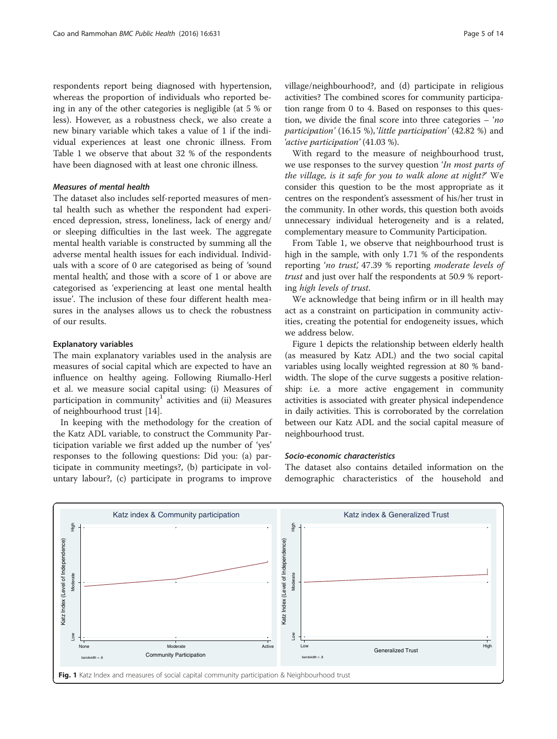respondents report being diagnosed with hypertension, whereas the proportion of individuals who reported being in any of the other categories is negligible (at 5 % or less). However, as a robustness check, we also create a new binary variable which takes a value of 1 if the individual experiences at least one chronic illness. From Table 1 we observe that about 32 % of the respondents have been diagnosed with at least one chronic illness.

#### *Measures of mental health*

The dataset also includes self-reported measures of mental health such as whether the respondent had experienced depression, stress, loneliness, lack of energy and/or sleeping difficulties in the last week. The aggregate mental health variable is constructed by summing all the adverse mental health issues for each individual. Individuals with a score of 0 are categorised as being of 'sound mental health', and those with a score of 1 or above are categorised as 'experiencing at least one mental health issue'. The inclusion of these four different health measures in the analyses allows us to check the robustness of our results.

### Explanatory variables

The main explanatory variables used in the analysis are measures of social capital which are expected to have an influence on healthy ageing. Following Riumallo-Herl et al. we measure social capital using: (i) Measures of participation in community[1] activities and (ii) Measures of neighbourhood trust [14].

In keeping with the methodology for the creation of the Katz ADL variable, to construct the Community Participation variable we first added up the number of 'yes' responses to the following questions: Did you: (a) participate in community meetings?, (b) participate in voluntary labour?, (c) participate in programs to improve village/neighbourhood?, and (d) participate in religious activities? The combined scores for community participation range from 0 to 4. Based on responses to this question, we divide the final score into three categories – *'no participation'* (16.15 %), *'little participation'* (42.82 %) and *'active participation'* (41.03 %).

With regard to the measure of neighbourhood trust, we use responses to the survey question *'In most parts of the village, is it safe for you to walk alone at night?'* We consider this question to be the most appropriate as it centres on the respondent's assessment of his/her trust in the community. In other words, this question both avoids unnecessary individual heterogeneity and is a related, complementary measure to Community Participation.

From Table 1, we observe that neighbourhood trust is high in the sample, with only 1.71 % of the respondents reporting *'no trust',* 47.39 % reporting *moderate levels of trust* and just over half the respondents at 50.9 % reporting *high levels of trust.*

We acknowledge that being infirm or in ill health may act as a constraint on participation in community activities, creating the potential for endogeneity issues, which we address below.

Figure 1 depicts the relationship between elderly health (as measured by Katz ADL) and the two social capital variables using locally weighted regression at 80 % bandwidth. The slope of the curve suggests a positive relationship: i.e. a more active engagement in community activities is associated with greater physical independence in daily activities. This is corroborated by the correlation between our Katz ADL and the social capital measure of neighbourhood trust.

#### *Socio-economic characteristics*

The dataset also contains detailed information on the demographic characteristics of the household and

**Fig. 1** Katz Index and measures of social capital community participation & Neighbourhood trust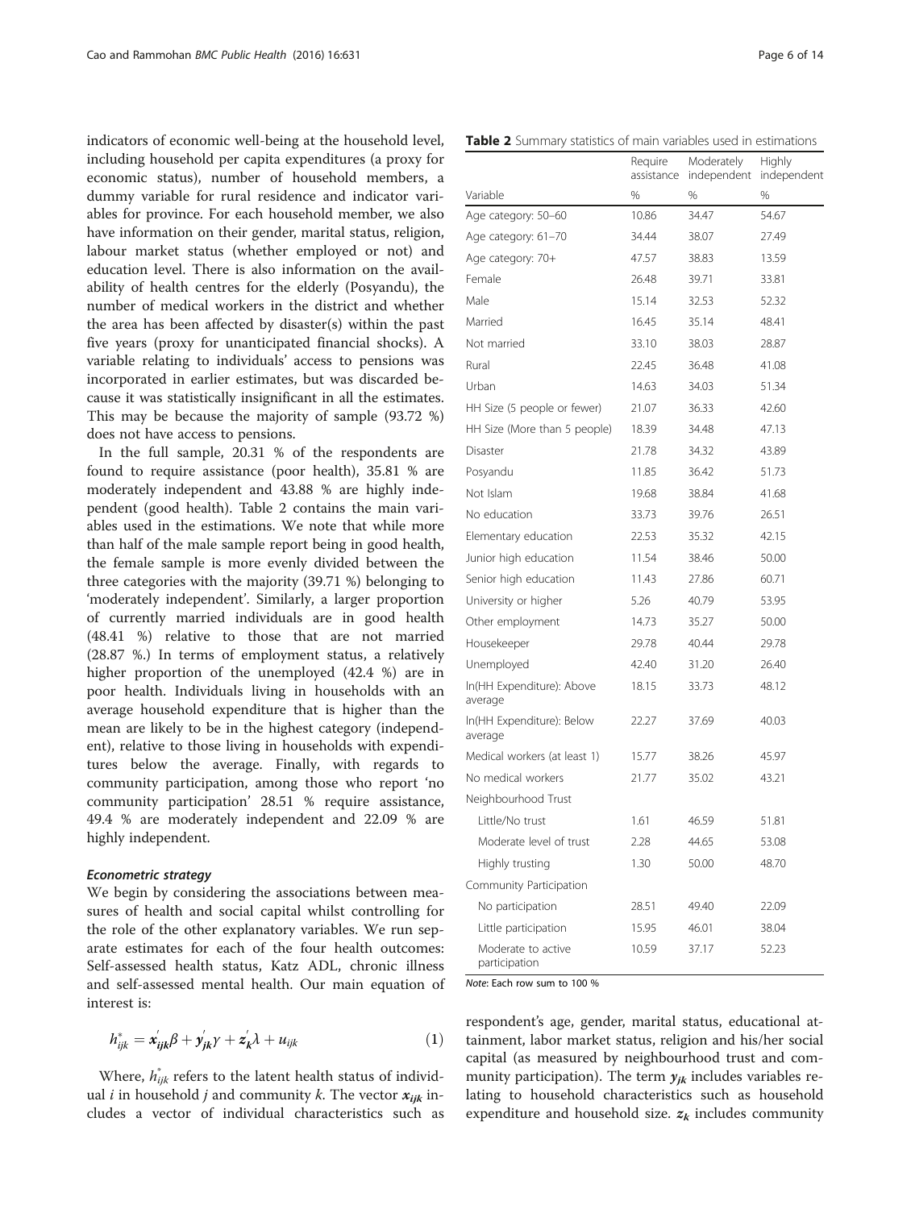indicators of economic well-being at the household level, including household per capita expenditures (a proxy for economic status), number of household members, a dummy variable for rural residence and indicator variables for province. For each household member, we also have information on their gender, marital status, religion, labour market status (whether employed or not) and education level. There is also information on the availability of health centres for the elderly (Posyandu), the number of medical workers in the district and whether the area has been affected by disaster(s) within the past five years (proxy for unanticipated financial shocks). A variable relating to individuals' access to pensions was incorporated in earlier estimates, but was discarded because it was statistically insignificant in all the estimates. This may be because the majority of sample (93.72 %) does not have access to pensions.

In the full sample, 20.31 % of the respondents are found to require assistance (poor health), 35.81 % are moderately independent and 43.88 % are highly independent (good health). Table 2 contains the main variables used in the estimations. We note that while more than half of the male sample report being in good health, the female sample is more evenly divided between the three categories with the majority (39.71 %) belonging to 'moderately independent'. Similarly, a larger proportion of currently married individuals are in good health (48.41 %) relative to those that are not married (28.87 %.) In terms of employment status, a relatively higher proportion of the unemployed (42.4 %) are in poor health. Individuals living in households with an average household expenditure that is higher than the mean are likely to be in the highest category (independent), relative to those living in households with expenditures below the average. Finally, with regards to community participation, among those who report 'no community participation' 28.51 % require assistance, 49.4 % are moderately independent and 22.09 % are highly independent.

**Table 2** Summary statistics of main variables used in estimations

| | Require assistance | Moderately independent | Highly independent |
|---|---|---|---|
| Variable | % | % | % |
| Age category: 50–60 | 10.86 | 34.47 | 54.67 |
| Age category: 61–70 | 34.44 | 38.07 | 27.49 |
| Age category: 70+ | 47.57 | 38.83 | 13.59 |
| Female | 26.48 | 39.71 | 33.81 |
| Male | 15.14 | 32.53 | 52.32 |
| Married | 16.45 | 35.14 | 48.41 |
| Not married | 33.10 | 38.03 | 28.87 |
| Rural | 22.45 | 36.48 | 41.08 |
| Urban | 14.63 | 34.03 | 51.34 |
| HH Size (5 people or fewer) | 21.07 | 36.33 | 42.60 |
| HH Size (More than 5 people) | 18.39 | 34.48 | 47.13 |
| Disaster | 21.78 | 34.32 | 43.89 |
| Posyandu | 11.85 | 36.42 | 51.73 |
| Not Islam | 19.68 | 38.84 | 41.68 |
| No education | 33.73 | 39.76 | 26.51 |
| Elementary education | 22.53 | 35.32 | 42.15 |
| Junior high education | 11.54 | 38.46 | 50.00 |
| Senior high education | 11.43 | 27.86 | 60.71 |
| University or higher | 5.26 | 40.79 | 53.95 |
| Other employment | 14.73 | 35.27 | 50.00 |
| Housekeeper | 29.78 | 40.44 | 29.78 |
| Unemployed | 42.40 | 31.20 | 26.40 |
| ln(HH Expenditure): Above average | 18.15 | 33.73 | 48.12 |
| ln(HH Expenditure): Below average | 22.27 | 37.69 | 40.03 |
| Medical workers (at least 1) | 15.77 | 38.26 | 45.97 |
| No medical workers | 21.77 | 35.02 | 43.21 |
| Neighbourhood Trust | | | |
| Little/No trust | 1.61 | 46.59 | 51.81 |
| Moderate level of trust | 2.28 | 44.65 | 53.08 |
| Highly trusting | 1.30 | 50.00 | 48.70 |
| Community Participation | | | |
| No participation | 28.51 | 49.40 | 22.09 |
| Little participation | 15.95 | 46.01 | 38.04 |
| Moderate to active participation | 10.59 | 37.17 | 52.23 |

*Note*: Each row sum to 100 %

#### Econometric strategy

We begin by considering the associations between measures of health and social capital whilst controlling for the role of the other explanatory variables. We run separate estimates for each of the four health outcomes: Self-assessed health status, Katz ADL, chronic illness and self-assessed mental health. Our main equation of interest is:

$$h^*_{ijk} = x'_{ijk}\beta + y'_{jk}\gamma + z'_k\lambda + u_{ijk} \tag{1}$$

Where, $h^*_{ijk}$ refers to the latent health status of individual $i$ in household $j$ and community $k$. The vector $\boldsymbol{x_{ijk}}$ includes a vector of individual characteristics such as respondent's age, gender, marital status, educational attainment, labor market status, religion and his/her social capital (as measured by neighbourhood trust and community participation). The term $\boldsymbol{y_{jk}}$ includes variables relating to household characteristics such as household expenditure and household size. $\boldsymbol{z_k}$ includes community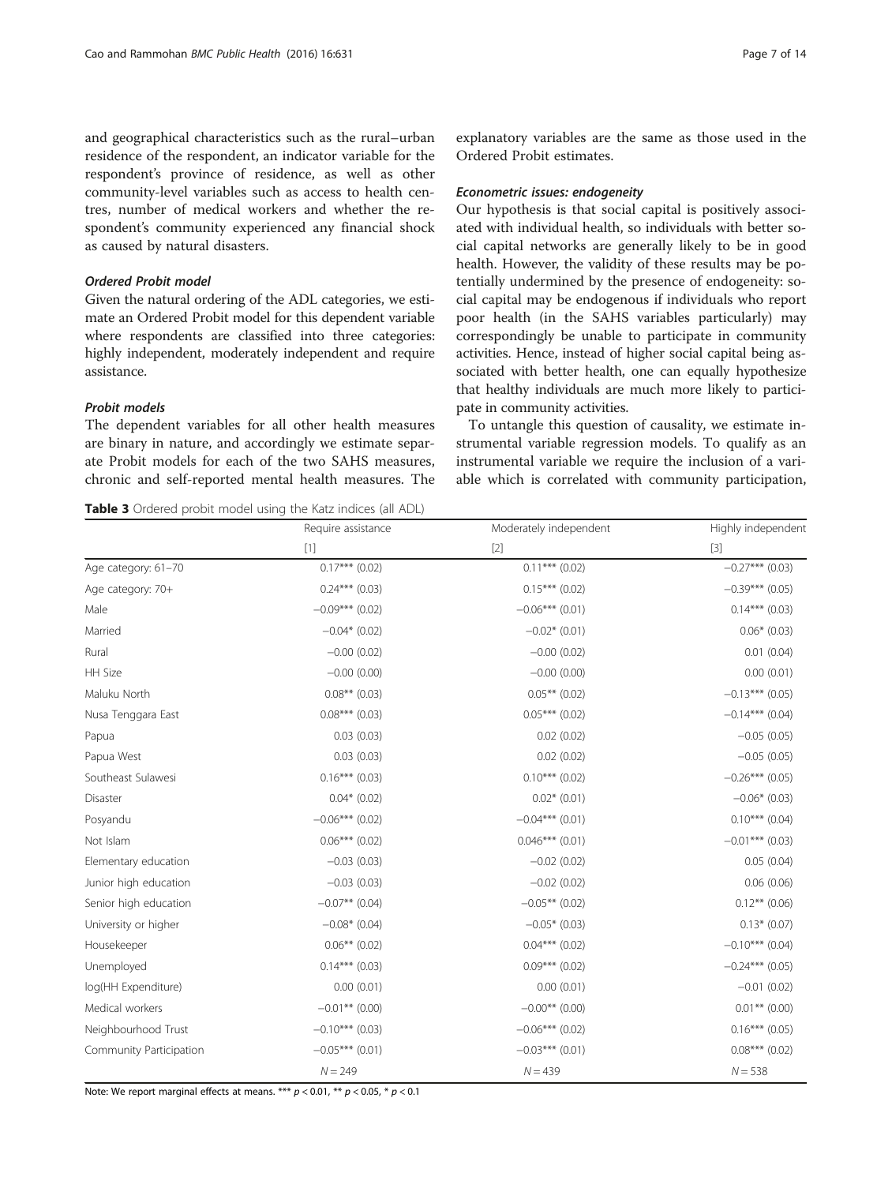and geographical characteristics such as the rural–urban residence of the respondent, an indicator variable for the respondent's province of residence, as well as other community-level variables such as access to health centres, number of medical workers and whether the respondent's community experienced any financial shock as caused by natural disasters.

#### *Ordered Probit model*

Given the natural ordering of the ADL categories, we estimate an Ordered Probit model for this dependent variable where respondents are classified into three categories: highly independent, moderately independent and require assistance.

#### *Probit models*

The dependent variables for all other health measures are binary in nature, and accordingly we estimate separate Probit models for each of the two SAHS measures, chronic and self-reported mental health measures. The explanatory variables are the same as those used in the Ordered Probit estimates.

#### *Econometric issues: endogeneity*

Our hypothesis is that social capital is positively associated with individual health, so individuals with better social capital networks are generally likely to be in good health. However, the validity of these results may be potentially undermined by the presence of endogeneity: social capital may be endogenous if individuals who report poor health (in the SAHS variables particularly) may correspondingly be unable to participate in community activities. Hence, instead of higher social capital being associated with better health, one can equally hypothesize that healthy individuals are much more likely to participate in community activities.

To untangle this question of causality, we estimate instrumental variable regression models. To qualify as an instrumental variable we require the inclusion of a variable which is correlated with community participation,

**Table 3** Ordered probit model using the Katz indices (all ADL)

| | Require assistance | Moderately independent | Highly independent |
|---|---|---|---|
| | [1] | [2] | [3] |
| Age category: 61–70 | 0.17*** (0.02) | 0.11*** (0.02) | −0.27*** (0.03) |
| Age category: 70+ | 0.24*** (0.03) | 0.15*** (0.02) | −0.39*** (0.05) |
| Male | −0.09*** (0.02) | −0.06*** (0.01) | 0.14*** (0.03) |
| Married | −0.04* (0.02) | −0.02* (0.01) | 0.06* (0.03) |
| Rural | −0.00 (0.02) | −0.00 (0.02) | 0.01 (0.04) |
| HH Size | −0.00 (0.00) | −0.00 (0.00) | 0.00 (0.01) |
| Maluku North | 0.08** (0.03) | 0.05** (0.02) | −0.13*** (0.05) |
| Nusa Tenggara East | 0.08*** (0.03) | 0.05*** (0.02) | −0.14*** (0.04) |
| Papua | 0.03 (0.03) | 0.02 (0.02) | −0.05 (0.05) |
| Papua West | 0.03 (0.03) | 0.02 (0.02) | −0.05 (0.05) |
| Southeast Sulawesi | 0.16*** (0.03) | 0.10*** (0.02) | −0.26*** (0.05) |
| Disaster | 0.04* (0.02) | 0.02* (0.01) | −0.06* (0.03) |
| Posyandu | −0.06*** (0.02) | −0.04*** (0.01) | 0.10*** (0.04) |
| Not Islam | 0.06*** (0.02) | 0.046*** (0.01) | −0.01*** (0.03) |
| Elementary education | −0.03 (0.03) | −0.02 (0.02) | 0.05 (0.04) |
| Junior high education | −0.03 (0.03) | −0.02 (0.02) | 0.06 (0.06) |
| Senior high education | −0.07** (0.04) | −0.05** (0.02) | 0.12** (0.06) |
| University or higher | −0.08* (0.04) | −0.05* (0.03) | 0.13* (0.07) |
| Housekeeper | 0.06** (0.02) | 0.04*** (0.02) | −0.10*** (0.04) |
| Unemployed | 0.14*** (0.03) | 0.09*** (0.02) | −0.24*** (0.05) |
| log(HH Expenditure) | 0.00 (0.01) | 0.00 (0.01) | −0.01 (0.02) |
| Medical workers | −0.01** (0.00) | −0.00** (0.00) | 0.01** (0.00) |
| Neighbourhood Trust | −0.10*** (0.03) | −0.06*** (0.02) | 0.16*** (0.05) |
| Community Participation | −0.05*** (0.01) | −0.03*** (0.01) | 0.08*** (0.02) |
| | $N = 249$ | $N = 439$ | $N = 538$ |

Note: We report marginal effects at means. *** $p < 0.01$, ** $p < 0.05$, * $p < 0.1$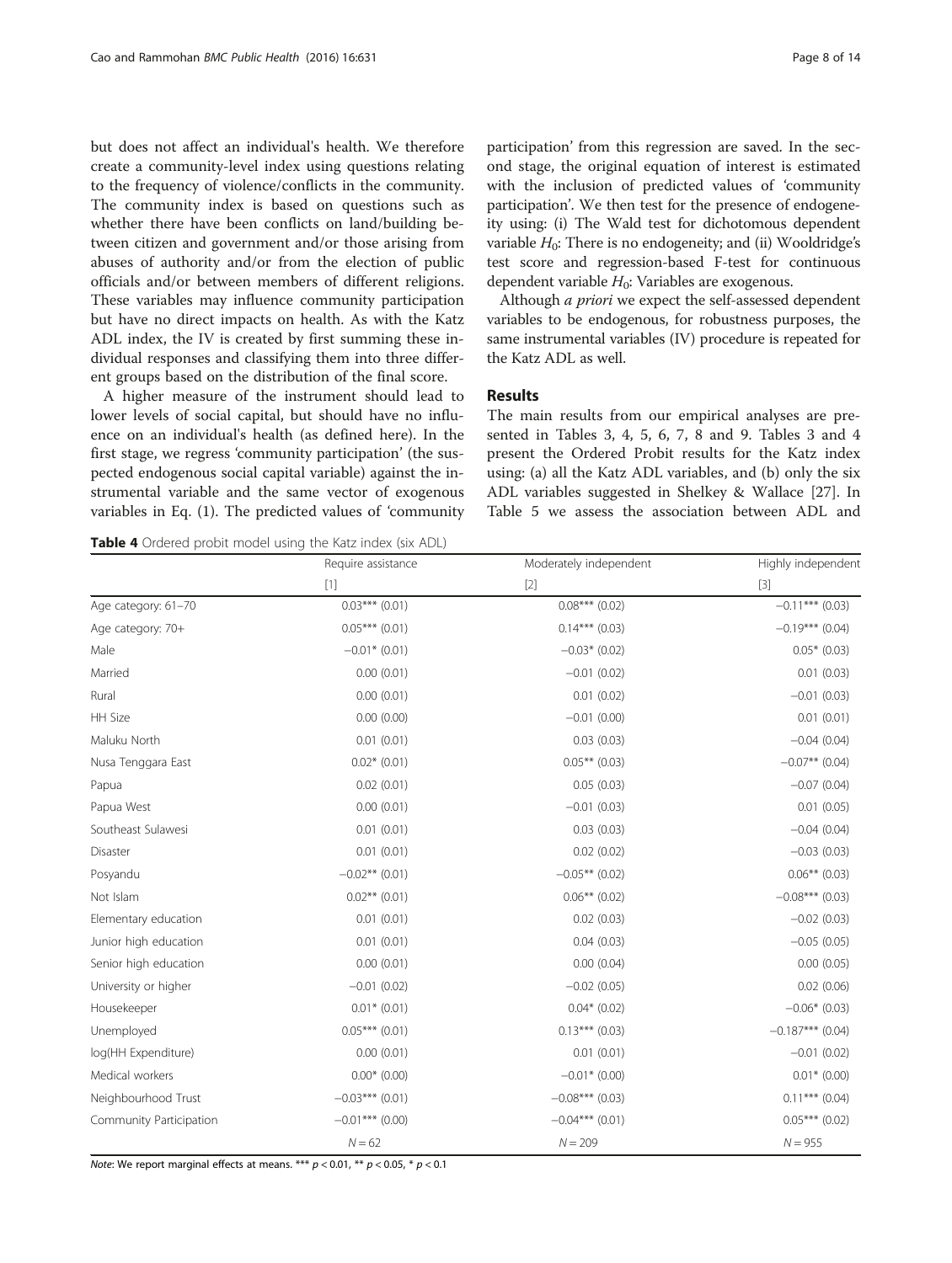but does not affect an individual's health. We therefore create a community-level index using questions relating to the frequency of violence/conflicts in the community. The community index is based on questions such as whether there have been conflicts on land/building between citizen and government and/or those arising from abuses of authority and/or from the election of public officials and/or between members of different religions. These variables may influence community participation but have no direct impacts on health. As with the Katz ADL index, the IV is created by first summing these individual responses and classifying them into three different groups based on the distribution of the final score.

A higher measure of the instrument should lead to lower levels of social capital, but should have no influence on an individual's health (as defined here). In the first stage, we regress 'community participation' (the suspected endogenous social capital variable) against the instrumental variable and the same vector of exogenous variables in Eq. (1). The predicted values of 'community participation' from this regression are saved. In the second stage, the original equation of interest is estimated with the inclusion of predicted values of 'community participation'. We then test for the presence of endogeneity using: (i) The Wald test for dichotomous dependent variable $H_0$: There is no endogeneity; and (ii) Wooldridge's test score and regression-based F-test for continuous dependent variable $H_0$: Variables are exogenous.

Although *a priori* we expect the self-assessed dependent variables to be endogenous, for robustness purposes, the same instrumental variables (IV) procedure is repeated for the Katz ADL as well.

## Results

The main results from our empirical analyses are presented in Tables 3, 4, 5, 6, 7, 8 and 9. Tables 3 and 4 present the Ordered Probit results for the Katz index using: (a) all the Katz ADL variables, and (b) only the six ADL variables suggested in Shelkey & Wallace [27]. In Table 5 we assess the association between ADL and

**Table 4** Ordered probit model using the Katz index (six ADL)

| | Require assistance | Moderately independent | Highly independent |
|---|---|---|---|
| | [1] | [2] | [3] |
| Age category: 61–70 | 0.03*** (0.01) | 0.08*** (0.02) | −0.11*** (0.03) |
| Age category: 70+ | 0.05*** (0.01) | 0.14*** (0.03) | −0.19*** (0.04) |
| Male | −0.01* (0.01) | −0.03* (0.02) | 0.05* (0.03) |
| Married | 0.00 (0.01) | −0.01 (0.02) | 0.01 (0.03) |
| Rural | 0.00 (0.01) | 0.01 (0.02) | −0.01 (0.03) |
| HH Size | 0.00 (0.00) | −0.01 (0.00) | 0.01 (0.01) |
| Maluku North | 0.01 (0.01) | 0.03 (0.03) | −0.04 (0.04) |
| Nusa Tenggara East | 0.02* (0.01) | 0.05** (0.03) | −0.07** (0.04) |
| Papua | 0.02 (0.01) | 0.05 (0.03) | −0.07 (0.04) |
| Papua West | 0.00 (0.01) | −0.01 (0.03) | 0.01 (0.05) |
| Southeast Sulawesi | 0.01 (0.01) | 0.03 (0.03) | −0.04 (0.04) |
| Disaster | 0.01 (0.01) | 0.02 (0.02) | −0.03 (0.03) |
| Posyandu | −0.02** (0.01) | −0.05** (0.02) | 0.06** (0.03) |
| Not Islam | 0.02** (0.01) | 0.06** (0.02) | −0.08*** (0.03) |
| Elementary education | 0.01 (0.01) | 0.02 (0.03) | −0.02 (0.03) |
| Junior high education | 0.01 (0.01) | 0.04 (0.03) | −0.05 (0.05) |
| Senior high education | 0.00 (0.01) | 0.00 (0.04) | 0.00 (0.05) |
| University or higher | −0.01 (0.02) | −0.02 (0.05) | 0.02 (0.06) |
| Housekeeper | 0.01* (0.01) | 0.04* (0.02) | −0.06* (0.03) |
| Unemployed | 0.05*** (0.01) | 0.13*** (0.03) | −0.187*** (0.04) |
| log(HH Expenditure) | 0.00 (0.01) | 0.01 (0.01) | −0.01 (0.02) |
| Medical workers | 0.00* (0.00) | −0.01* (0.00) | 0.01* (0.00) |
| Neighbourhood Trust | −0.03*** (0.01) | −0.08*** (0.03) | 0.11*** (0.04) |
| Community Participation | −0.01*** (0.00) | −0.04*** (0.01) | 0.05*** (0.02) |
| | $N = 62$ | $N = 209$ | $N = 955$ |

*Note*: We report marginal effects at means. *** $p < 0.01$, ** $p < 0.05$, * $p < 0.1$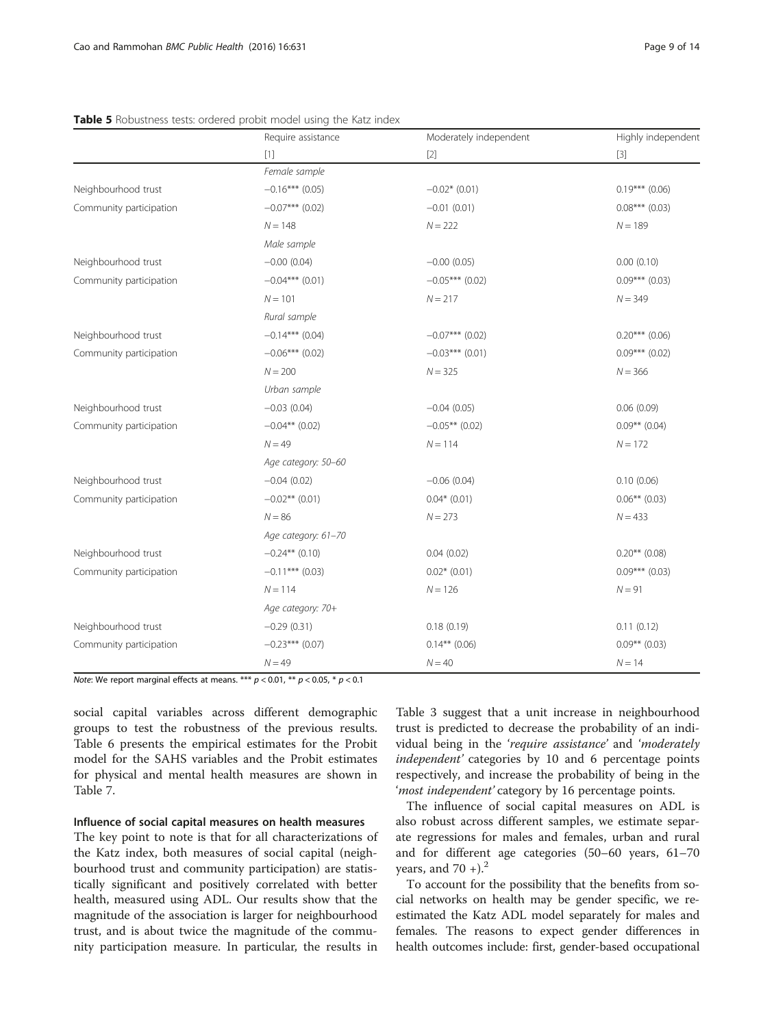**Table 5** Robustness tests: ordered probit model using the Katz index

| | Require assistance | Moderately independent | Highly independent |
|---|---|---|---|
| | [1] | [2] | [3] |
| | *Female sample* | | |
| Neighbourhood trust | −0.16*** (0.05) | −0.02* (0.01) | 0.19*** (0.06) |
| Community participation | −0.07*** (0.02) | −0.01 (0.01) | 0.08*** (0.03) |
| | $N = 148$ | $N = 222$ | $N = 189$ |
| | *Male sample* | | |
| Neighbourhood trust | −0.00 (0.04) | −0.00 (0.05) | 0.00 (0.10) |
| Community participation | −0.04*** (0.01) | −0.05*** (0.02) | 0.09*** (0.03) |
| | $N = 101$ | $N = 217$ | $N = 349$ |
| | *Rural sample* | | |
| Neighbourhood trust | −0.14*** (0.04) | −0.07*** (0.02) | 0.20*** (0.06) |
| Community participation | −0.06*** (0.02) | −0.03*** (0.01) | 0.09*** (0.02) |
| | $N = 200$ | $N = 325$ | $N = 366$ |
| | *Urban sample* | | |
| Neighbourhood trust | −0.03 (0.04) | −0.04 (0.05) | 0.06 (0.09) |
| Community participation | −0.04** (0.02) | −0.05** (0.02) | 0.09** (0.04) |
| | $N = 49$ | $N = 114$ | $N = 172$ |
| | *Age category: 50–60* | | |
| Neighbourhood trust | −0.04 (0.02) | −0.06 (0.04) | 0.10 (0.06) |
| Community participation | −0.02** (0.01) | 0.04* (0.01) | 0.06** (0.03) |
| | $N = 86$ | $N = 273$ | $N = 433$ |
| | *Age category: 61–70* | | |
| Neighbourhood trust | −0.24** (0.10) | 0.04 (0.02) | 0.20** (0.08) |
| Community participation | −0.11*** (0.03) | 0.02* (0.01) | 0.09*** (0.03) |
| | $N = 114$ | $N = 126$ | $N = 91$ |
| | *Age category: 70+* | | |
| Neighbourhood trust | −0.29 (0.31) | 0.18 (0.19) | 0.11 (0.12) |
| Community participation | −0.23*** (0.07) | 0.14** (0.06) | 0.09** (0.03) |
| | $N = 49$ | $N = 40$ | $N = 14$ |

*Note*: We report marginal effects at means. *** $p < 0.01$, ** $p < 0.05$, * $p < 0.1$

social capital variables across different demographic groups to test the robustness of the previous results. Table 6 presents the empirical estimates for the Probit model for the SAHS variables and the Probit estimates for physical and mental health measures are shown in Table 7.

### Influence of social capital measures on health measures

The key point to note is that for all characterizations of the Katz index, both measures of social capital (neighbourhood trust and community participation) are statistically significant and positively correlated with better health, measured using ADL. Our results show that the magnitude of the association is larger for neighbourhood trust, and is about twice the magnitude of the community participation measure. In particular, the results in Table 3 suggest that a unit increase in neighbourhood trust is predicted to decrease the probability of an individual being in the '*require assistance*' and '*moderately independent*' categories by 10 and 6 percentage points respectively, and increase the probability of being in the '*most independent*' category by 16 percentage points.

The influence of social capital measures on ADL is also robust across different samples, we estimate separate regressions for males and females, urban and rural and for different age categories (50–60 years, 61–70 years, and 70 +).[2]

To account for the possibility that the benefits from social networks on health may be gender specific, we re-estimated the Katz ADL model separately for males and females. The reasons to expect gender differences in health outcomes include: first, gender-based occupational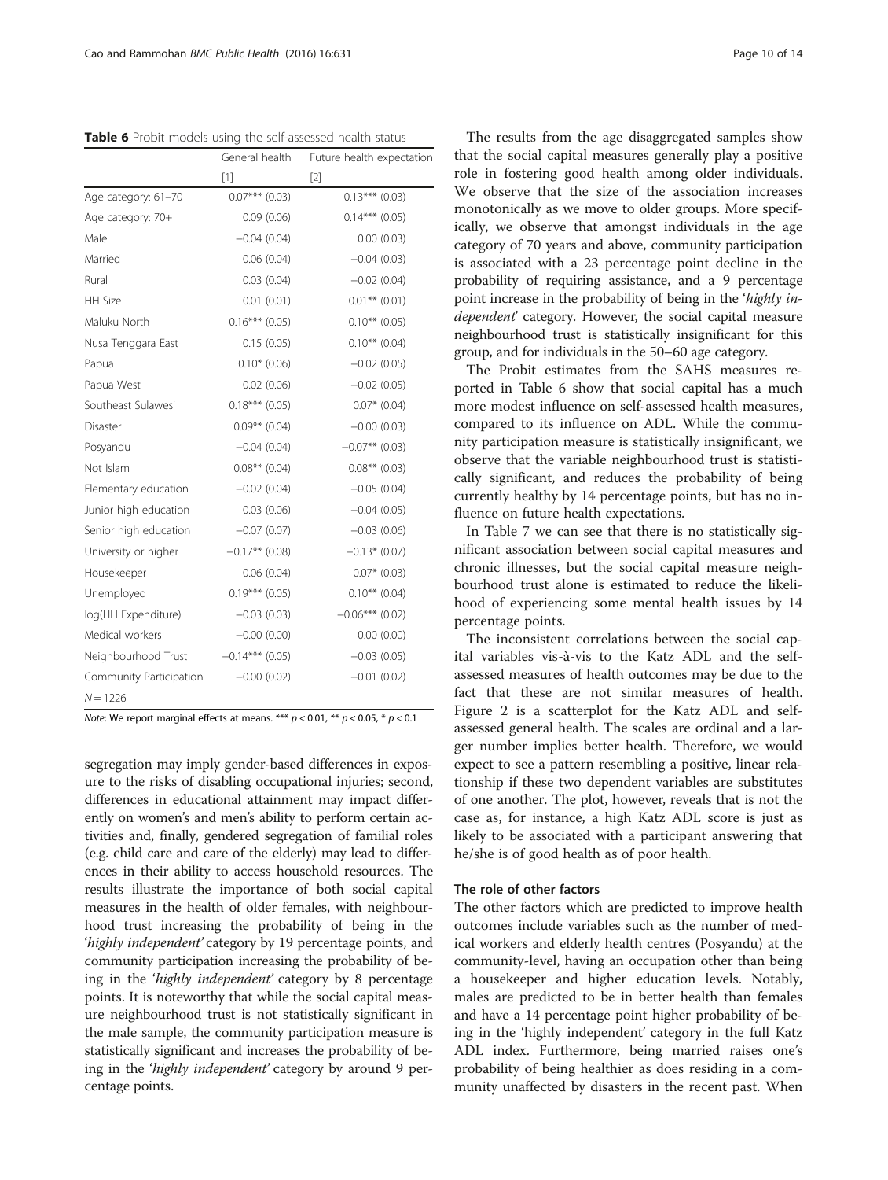**Table 6** Probit models using the self-assessed health status

| | General health | Future health expectation |
|---|---|---|
| | [1] | [2] |
| Age category: 61–70 | 0.07*** (0.03) | 0.13*** (0.03) |
| Age category: 70+ | 0.09 (0.06) | 0.14*** (0.05) |
| Male | −0.04 (0.04) | 0.00 (0.03) |
| Married | 0.06 (0.04) | −0.04 (0.03) |
| Rural | 0.03 (0.04) | −0.02 (0.04) |
| HH Size | 0.01 (0.01) | 0.01** (0.01) |
| Maluku North | 0.16*** (0.05) | 0.10** (0.05) |
| Nusa Tenggara East | 0.15 (0.05) | 0.10** (0.04) |
| Papua | 0.10* (0.06) | −0.02 (0.05) |
| Papua West | 0.02 (0.06) | −0.02 (0.05) |
| Southeast Sulawesi | 0.18*** (0.05) | 0.07* (0.04) |
| Disaster | 0.09** (0.04) | −0.00 (0.03) |
| Posyandu | −0.04 (0.04) | −0.07** (0.03) |
| Not Islam | 0.08** (0.04) | 0.08** (0.03) |
| Elementary education | −0.02 (0.04) | −0.05 (0.04) |
| Junior high education | 0.03 (0.06) | −0.04 (0.05) |
| Senior high education | −0.07 (0.07) | −0.03 (0.06) |
| University or higher | −0.17** (0.08) | −0.13* (0.07) |
| Housekeeper | 0.06 (0.04) | 0.07* (0.03) |
| Unemployed | 0.19*** (0.05) | 0.10** (0.04) |
| log(HH Expenditure) | −0.03 (0.03) | −0.06*** (0.02) |
| Medical workers | −0.00 (0.00) | 0.00 (0.00) |
| Neighbourhood Trust | −0.14*** (0.05) | −0.03 (0.05) |
| Community Participation | −0.00 (0.02) | −0.01 (0.02) |
| $N = 1226$ | | |

*Note*: We report marginal effects at means. *** $p < 0.01$, ** $p < 0.05$, * $p < 0.1$

segregation may imply gender-based differences in exposure to the risks of disabling occupational injuries; second, differences in educational attainment may impact differently on women's and men's ability to perform certain activities and, finally, gendered segregation of familial roles (e.g. child care and care of the elderly) may lead to differences in their ability to access household resources. The results illustrate the importance of both social capital measures in the health of older females, with neighbourhood trust increasing the probability of being in the '*highly independent'* category by 19 percentage points, and community participation increasing the probability of being in the '*highly independent'* category by 8 percentage points. It is noteworthy that while the social capital measure neighbourhood trust is not statistically significant in the male sample, the community participation measure is statistically significant and increases the probability of being in the '*highly independent'* category by around 9 percentage points.

The results from the age disaggregated samples show that the social capital measures generally play a positive role in fostering good health among older individuals. We observe that the size of the association increases monotonically as we move to older groups. More specifically, we observe that amongst individuals in the age category of 70 years and above, community participation is associated with a 23 percentage point decline in the probability of requiring assistance, and a 9 percentage point increase in the probability of being in the '*highly independent*' category. However, the social capital measure neighbourhood trust is statistically insignificant for this group, and for individuals in the 50–60 age category.

The Probit estimates from the SAHS measures reported in Table 6 show that social capital has a much more modest influence on self-assessed health measures, compared to its influence on ADL. While the community participation measure is statistically insignificant, we observe that the variable neighbourhood trust is statistically significant, and reduces the probability of being currently healthy by 14 percentage points, but has no influence on future health expectations.

In Table 7 we can see that there is no statistically significant association between social capital measures and chronic illnesses, but the social capital measure neighbourhood trust alone is estimated to reduce the likelihood of experiencing some mental health issues by 14 percentage points.

The inconsistent correlations between the social capital variables vis-à-vis to the Katz ADL and the self-assessed measures of health outcomes may be due to the fact that these are not similar measures of health. Figure 2 is a scatterplot for the Katz ADL and self-assessed general health. The scales are ordinal and a larger number implies better health. Therefore, we would expect to see a pattern resembling a positive, linear relationship if these two dependent variables are substitutes of one another. The plot, however, reveals that is not the case as, for instance, a high Katz ADL score is just as likely to be associated with a participant answering that he/she is of good health as of poor health.

### The role of other factors

The other factors which are predicted to improve health outcomes include variables such as the number of medical workers and elderly health centres (Posyandu) at the community-level, having an occupation other than being a housekeeper and higher education levels. Notably, males are predicted to be in better health than females and have a 14 percentage point higher probability of being in the 'highly independent' category in the full Katz ADL index. Furthermore, being married raises one's probability of being healthier as does residing in a community unaffected by disasters in the recent past. When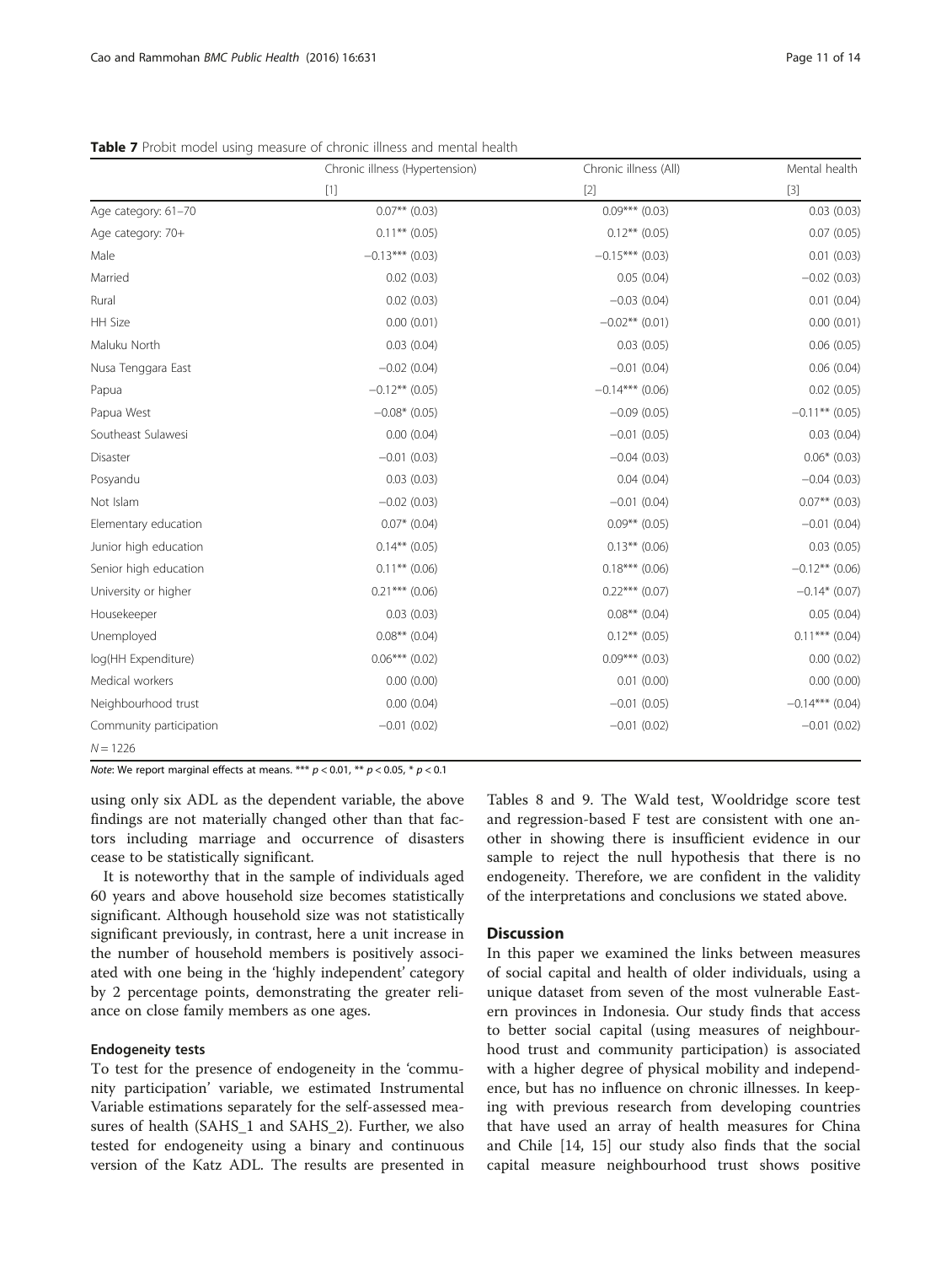**Table 7** Probit model using measure of chronic illness and mental health

| | Chronic illness (Hypertension) | Chronic illness (All) | Mental health |
|---|---|---|---|
| | [1] | [2] | [3] |
| Age category: 61–70 | 0.07** (0.03) | 0.09*** (0.03) | 0.03 (0.03) |
| Age category: 70+ | 0.11** (0.05) | 0.12** (0.05) | 0.07 (0.05) |
| Male | −0.13*** (0.03) | −0.15*** (0.03) | 0.01 (0.03) |
| Married | 0.02 (0.03) | 0.05 (0.04) | −0.02 (0.03) |
| Rural | 0.02 (0.03) | −0.03 (0.04) | 0.01 (0.04) |
| HH Size | 0.00 (0.01) | −0.02** (0.01) | 0.00 (0.01) |
| Maluku North | 0.03 (0.04) | 0.03 (0.05) | 0.06 (0.05) |
| Nusa Tenggara East | −0.02 (0.04) | −0.01 (0.04) | 0.06 (0.04) |
| Papua | −0.12** (0.05) | −0.14*** (0.06) | 0.02 (0.05) |
| Papua West | −0.08* (0.05) | −0.09 (0.05) | −0.11** (0.05) |
| Southeast Sulawesi | 0.00 (0.04) | −0.01 (0.05) | 0.03 (0.04) |
| Disaster | −0.01 (0.03) | −0.04 (0.03) | 0.06* (0.03) |
| Posyandu | 0.03 (0.03) | 0.04 (0.04) | −0.04 (0.03) |
| Not Islam | −0.02 (0.03) | −0.01 (0.04) | 0.07** (0.03) |
| Elementary education | 0.07* (0.04) | 0.09** (0.05) | −0.01 (0.04) |
| Junior high education | 0.14** (0.05) | 0.13** (0.06) | 0.03 (0.05) |
| Senior high education | 0.11** (0.06) | 0.18*** (0.06) | −0.12** (0.06) |
| University or higher | 0.21*** (0.06) | 0.22*** (0.07) | −0.14* (0.07) |
| Housekeeper | 0.03 (0.03) | 0.08** (0.04) | 0.05 (0.04) |
| Unemployed | 0.08** (0.04) | 0.12** (0.05) | 0.11*** (0.04) |
| log(HH Expenditure) | 0.06*** (0.02) | 0.09*** (0.03) | 0.00 (0.02) |
| Medical workers | 0.00 (0.00) | 0.01 (0.00) | 0.00 (0.00) |
| Neighbourhood trust | 0.00 (0.04) | −0.01 (0.05) | −0.14*** (0.04) |
| Community participation | −0.01 (0.02) | −0.01 (0.02) | −0.01 (0.02) |
| $N = 1226$ | | | |

*Note*: We report marginal effects at means. *** $p < 0.01$, ** $p < 0.05$, * $p < 0.1$

using only six ADL as the dependent variable, the above findings are not materially changed other than that factors including marriage and occurrence of disasters cease to be statistically significant.

It is noteworthy that in the sample of individuals aged 60 years and above household size becomes statistically significant. Although household size was not statistically significant previously, in contrast, here a unit increase in the number of household members is positively associated with one being in the 'highly independent' category by 2 percentage points, demonstrating the greater reliance on close family members as one ages.

### Endogeneity tests

To test for the presence of endogeneity in the 'community participation' variable, we estimated Instrumental Variable estimations separately for the self-assessed measures of health (SAHS_1 and SAHS_2). Further, we also tested for endogeneity using a binary and continuous version of the Katz ADL. The results are presented in Tables 8 and 9. The Wald test, Wooldridge score test and regression-based F test are consistent with one another in showing there is insufficient evidence in our sample to reject the null hypothesis that there is no endogeneity. Therefore, we are confident in the validity of the interpretations and conclusions we stated above.

## Discussion

In this paper we examined the links between measures of social capital and health of older individuals, using a unique dataset from seven of the most vulnerable Eastern provinces in Indonesia. Our study finds that access to better social capital (using measures of neighbourhood trust and community participation) is associated with a higher degree of physical mobility and independence, but has no influence on chronic illnesses. In keeping with previous research from developing countries that have used an array of health measures for China and Chile [14, 15] our study also finds that the social capital measure neighbourhood trust shows positive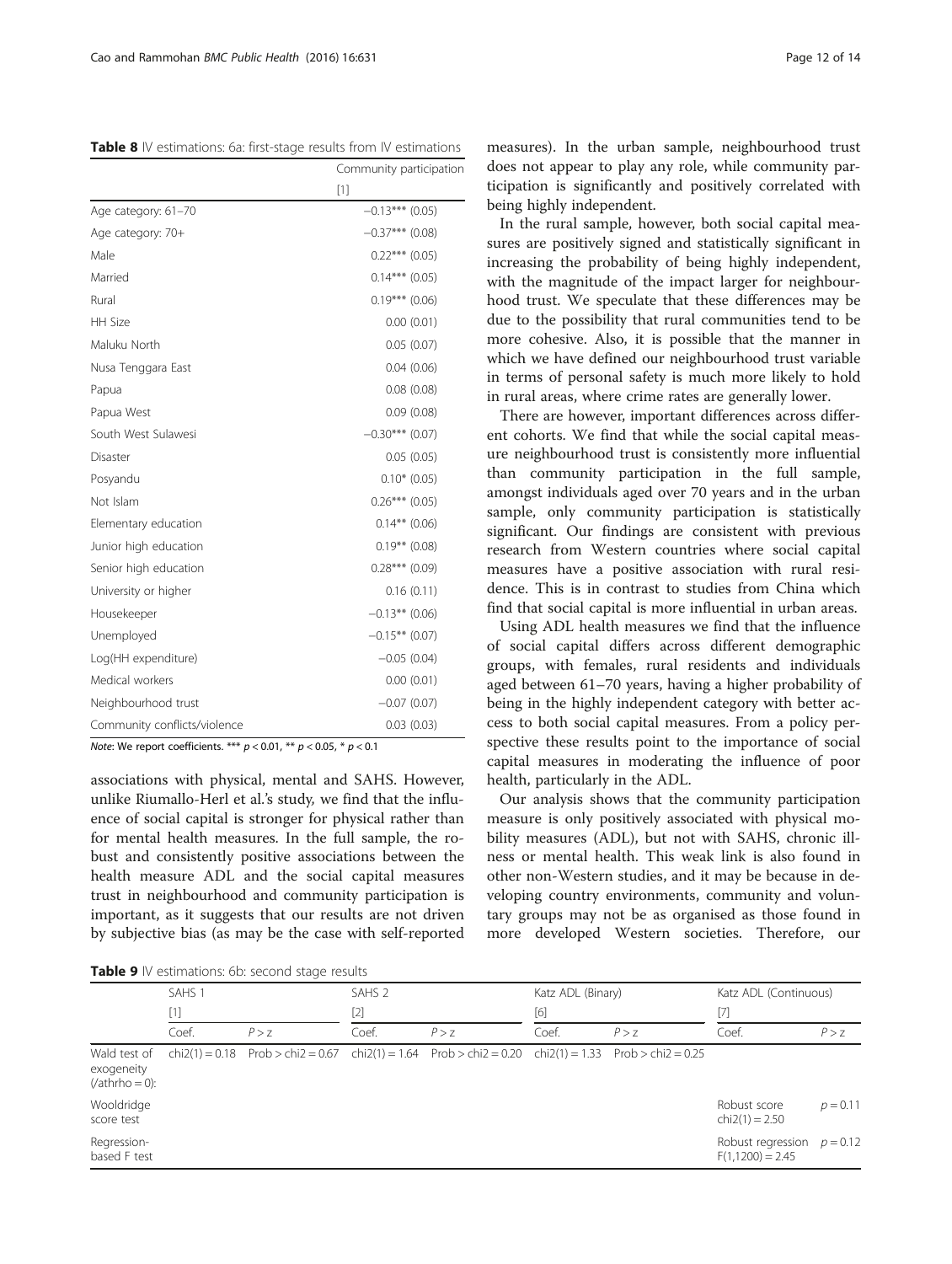**Table 8** IV estimations: 6a: first-stage results from IV estimations

| | Community participation |
|---|---|
| | [1] |
| Age category: 61–70 | −0.13*** (0.05) |
| Age category: 70+ | −0.37*** (0.08) |
| Male | 0.22*** (0.05) |
| Married | 0.14*** (0.05) |
| Rural | 0.19*** (0.06) |
| HH Size | 0.00 (0.01) |
| Maluku North | 0.05 (0.07) |
| Nusa Tenggara East | 0.04 (0.06) |
| Papua | 0.08 (0.08) |
| Papua West | 0.09 (0.08) |
| South West Sulawesi | −0.30*** (0.07) |
| Disaster | 0.05 (0.05) |
| Posyandu | 0.10* (0.05) |
| Not Islam | 0.26*** (0.05) |
| Elementary education | 0.14** (0.06) |
| Junior high education | 0.19** (0.08) |
| Senior high education | 0.28*** (0.09) |
| University or higher | 0.16 (0.11) |
| Housekeeper | −0.13** (0.06) |
| Unemployed | −0.15** (0.07) |
| Log(HH expenditure) | −0.05 (0.04) |
| Medical workers | 0.00 (0.01) |
| Neighbourhood trust | −0.07 (0.07) |
| Community conflicts/violence | 0.03 (0.03) |

*Note*: We report coefficients. *** $p < 0.01$, ** $p < 0.05$, * $p < 0.1$

associations with physical, mental and SAHS. However, unlike Riumallo-Herl et al.'s study, we find that the influence of social capital is stronger for physical rather than for mental health measures. In the full sample, the robust and consistently positive associations between the health measure ADL and the social capital measures trust in neighbourhood and community participation is important, as it suggests that our results are not driven by subjective bias (as may be the case with self-reported measures). In the urban sample, neighbourhood trust does not appear to play any role, while community participation is significantly and positively correlated with being highly independent.

In the rural sample, however, both social capital measures are positively signed and statistically significant in increasing the probability of being highly independent, with the magnitude of the impact larger for neighbourhood trust. We speculate that these differences may be due to the possibility that rural communities tend to be more cohesive. Also, it is possible that the manner in which we have defined our neighbourhood trust variable in terms of personal safety is much more likely to hold in rural areas, where crime rates are generally lower.

There are however, important differences across different cohorts. We find that while the social capital measure neighbourhood trust is consistently more influential than community participation in the full sample, amongst individuals aged over 70 years and in the urban sample, only community participation is statistically significant. Our findings are consistent with previous research from Western countries where social capital measures have a positive association with rural residence. This is in contrast to studies from China which find that social capital is more influential in urban areas.

Using ADL health measures we find that the influence of social capital differs across different demographic groups, with females, rural residents and individuals aged between 61–70 years, having a higher probability of being in the highly independent category with better access to both social capital measures. From a policy perspective these results point to the importance of social capital measures in moderating the influence of poor health, particularly in the ADL.

Our analysis shows that the community participation measure is only positively associated with physical mobility measures (ADL), but not with SAHS, chronic illness or mental health. This weak link is also found in other non-Western studies, and it may be because in developing country environments, community and voluntary groups may not be as organised as those found in more developed Western societies. Therefore, our

**Table 9** IV estimations: 6b: second stage results

| | SAHS 1 | | SAHS 2 | | Katz ADL (Binary) | | Katz ADL (Continuous) | |
|---|---|---|---|---|---|---|---|---|
| | [1] | | [2] | | [6] | | [7] | |
| | Coef. | P > z | Coef. | P > z | Coef. | P > z | Coef. | P > z |
| Wald test of exogeneity (/athrho = 0): | chi2(1) = 0.18 | Prob > chi2 = 0.67 | chi2(1) = 1.64 | Prob > chi2 = 0.20 | chi2(1) = 1.33 | Prob > chi2 = 0.25 | | |
| Wooldridge score test | | | | | | | Robust score chi2(1) = 2.50 | $p = 0.11$ |
| Regression-based F test | | | | | | | Robust regression F(1,1200) = 2.45 | $p = 0.12$ |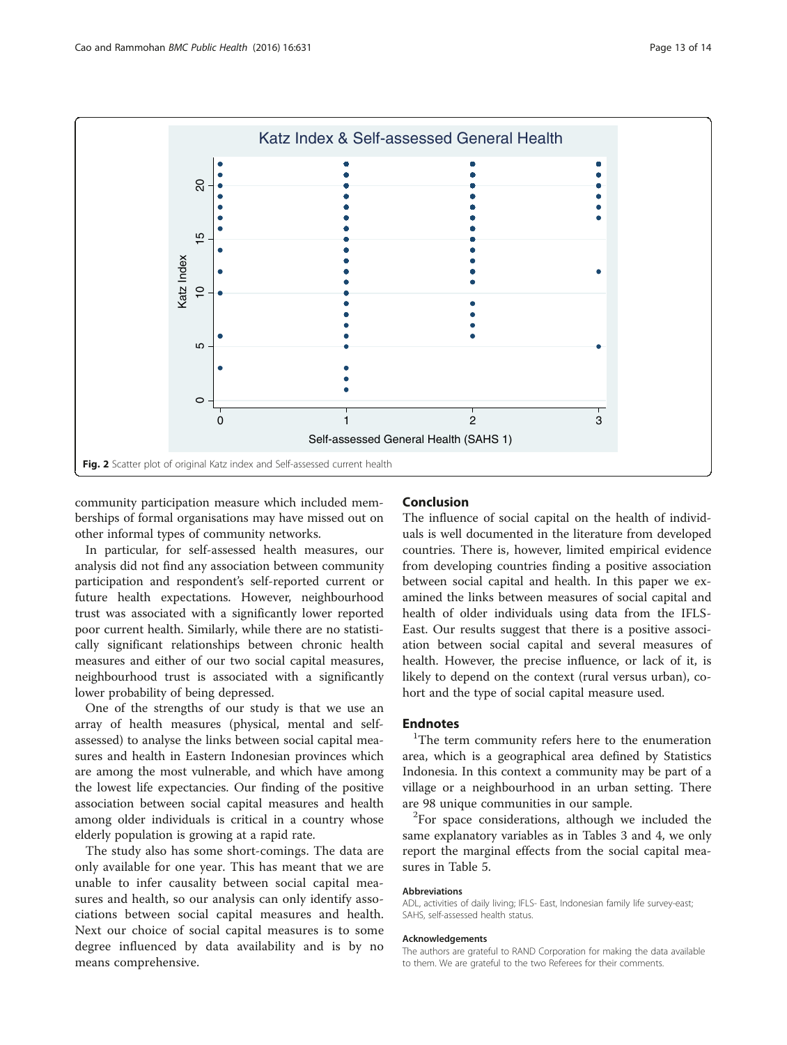Katz Index & Self-assessed General Health

Katz Index

0
5
10
15
20

0
1
2
3

Self-assessed General Health (SAHS 1)

**Fig. 2** Scatter plot of original Katz index and Self-assessed current health

community participation measure which included memberships of formal organisations may have missed out on other informal types of community networks.

In particular, for self-assessed health measures, our analysis did not find any association between community participation and respondent's self-reported current or future health expectations. However, neighbourhood trust was associated with a significantly lower reported poor current health. Similarly, while there are no statistically significant relationships between chronic health measures and either of our two social capital measures, neighbourhood trust is associated with a significantly lower probability of being depressed.

One of the strengths of our study is that we use an array of health measures (physical, mental and self-assessed) to analyse the links between social capital measures and health in Eastern Indonesian provinces which are among the most vulnerable, and which have among the lowest life expectancies. Our finding of the positive association between social capital measures and health among older individuals is critical in a country whose elderly population is growing at a rapid rate.

The study also has some short-comings. The data are only available for one year. This has meant that we are unable to infer causality between social capital measures and health, so our analysis can only identify associations between social capital measures and health. Next our choice of social capital measures is to some degree influenced by data availability and is by no means comprehensive.

## Conclusion

The influence of social capital on the health of individuals is well documented in the literature from developed countries. There is, however, limited empirical evidence from developing countries finding a positive association between social capital and health. In this paper we examined the links between measures of social capital and health of older individuals using data from the IFLS-East. Our results suggest that there is a positive association between social capital and several measures of health. However, the precise influence, or lack of it, is likely to depend on the context (rural versus urban), cohort and the type of social capital measure used.

## Endnotes

[1]The term community refers here to the enumeration area, which is a geographical area defined by Statistics Indonesia. In this context a community may be part of a village or a neighbourhood in an urban setting. There are 98 unique communities in our sample.

[2]For space considerations, although we included the same explanatory variables as in Tables 3 and 4, we only report the marginal effects from the social capital measures in Table 5.

#### Abbreviations

ADL, activities of daily living; IFLS- East, Indonesian family life survey-east; SAHS, self-assessed health status.

#### Acknowledgements

The authors are grateful to RAND Corporation for making the data available to them. We are grateful to the two Referees for their comments.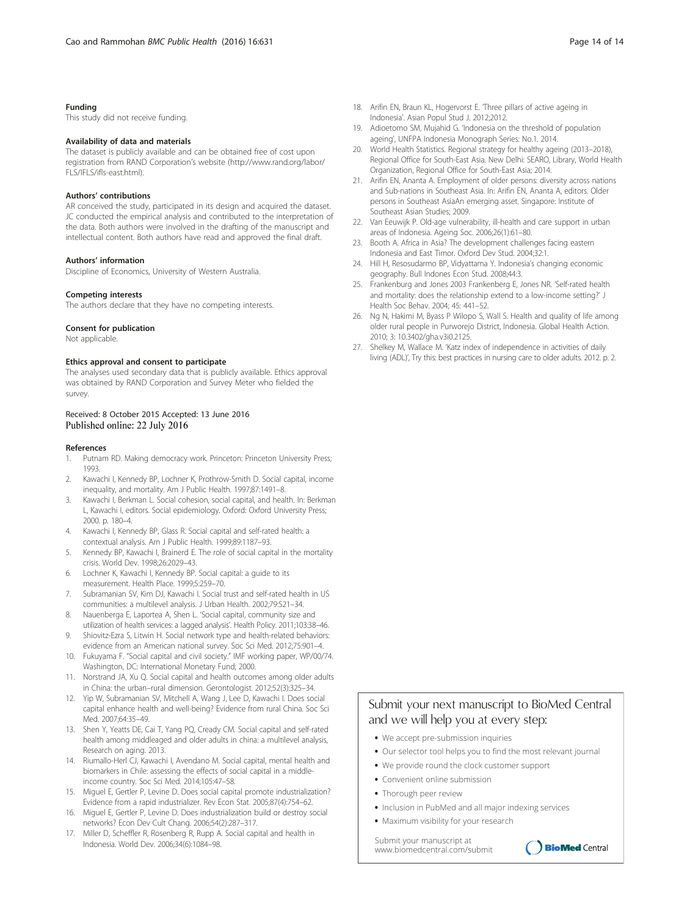### Funding

This study did not receive funding.

### Availability of data and materials

The dataset is publicly available and can be obtained free of cost upon registration from RAND Corporation's website (http://www.rand.org/labor/FLS/IFLS/ifls-east.html).

### Authors' contributions

AR conceived the study, participated in its design and acquired the dataset. JC conducted the empirical analysis and contributed to the interpretation of the data. Both authors were involved in the drafting of the manuscript and intellectual content. Both authors have read and approved the final draft.

### Authors' information

Discipline of Economics, University of Western Australia.

### Competing interests

The authors declare that they have no competing interests.

### Consent for publication

Not applicable.

### Ethics approval and consent to participate

The analyses used secondary data that is publicly available. Ethics approval was obtained by RAND Corporation and Survey Meter who fielded the survey.

Received: 8 October 2015 Accepted: 13 June 2016
Published online: 22 July 2016

### References

1. Putnam RD. Making democracy work. Princeton: Princeton University Press; 1993.
2. Kawachi I, Kennedy BP, Lochner K, Prothrow-Smith D. Social capital, income inequality, and mortality. Am J Public Health. 1997;87:1491–8.
3. Kawachi I, Berkman L. Social cohesion, social capital, and health. In: Berkman L, Kawachi I, editors. Social epidemiology. Oxford: Oxford University Press; 2000. p. 180–4.
4. Kawachi I, Kennedy BP, Glass R. Social capital and self-rated health: a contextual analysis. Am J Public Health. 1999;89:1187–93.
5. Kennedy BP, Kawachi I, Brainerd E. The role of social capital in the mortality crisis. World Dev. 1998;26:2029–43.
6. Lochner K, Kawachi I, Kennedy BP. Social capital: a guide to its measurement. Health Place. 1999;5:259–70.
7. Subramanian SV, Kim DJ, Kawachi I. Social trust and self-rated health in US communities: a multilevel analysis. J Urban Health. 2002;79:S21–34.
8. Nauenberga E, Laportea A, Shen L. 'Social capital, community size and utilization of health services: a lagged analysis'. Health Policy. 2011;103:38–46.
9. Shiovitz-Ezra S, Litwin H. Social network type and health-related behaviors: evidence from an American national survey. Soc Sci Med. 2012;75:901–4.
10. Fukuyama F. "Social capital and civil society." IMF working paper, WP/00/74. Washington, DC: International Monetary Fund; 2000.
11. Norstrand JA, Xu Q. Social capital and health outcomes among older adults in China: the urban–rural dimension. Gerontologist. 2012;52(3):325–34.
12. Yip W, Subramanian SV, Mitchell A, Wang J, Lee D, Kawachi I. Does social capital enhance health and well-being? Evidence from rural China. Soc Sci Med. 2007;64:35–49.
13. Shen Y, Yeatts DE, Cai T, Yang PQ, Cready CM. Social capital and self-rated health among middleaged and older adults in china: a multilevel analysis, Research on aging. 2013.
14. Riumallo-Herl CJ, Kawachi I, Avendano M. Social capital, mental health and biomarkers in Chile: assessing the effects of social capital in a middle-income country. Soc Sci Med. 2014;105:47–58.
15. Miguel E, Gertler P, Levine D. Does social capital promote industrialization? Evidence from a rapid industrializer. Rev Econ Stat. 2005;87(4):754–62.
16. Miguel E, Gertler P, Levine D. Does industrialization build or destroy social networks? Econ Dev Cult Chang. 2006;54(2):287–317.
17. Miller D, Scheffler R, Rosenberg R, Rupp A. Social capital and health in Indonesia. World Dev. 2006;34(6):1084–98.
18. Arifin EN, Braun KL, Hogervorst E. 'Three pillars of active ageing in Indonesia'. Asian Popul Stud J. 2012;2012.
19. Adioetomo SM, Mujahid G. 'Indonesia on the threshold of population ageing', UNFPA Indonesia Monograph Series: No.1. 2014.
20. World Health Statistics. Regional strategy for healthy ageing (2013–2018), Regional Office for South-East Asia. New Delhi: SEARO, Library, World Health Organization, Regional Office for South-East Asia; 2014.
21. Arifin EN, Ananta A. Employment of older persons: diversity across nations and Sub-nations in Southeast Asia. In: Arifin EN, Ananta A, editors. Older persons in Southeast AsiaAn emerging asset. Singapore: Institute of Southeast Asian Studies; 2009.
22. Van Eeuwijk P. Old-age vulnerability, ill-health and care support in urban areas of Indonesia. Ageing Soc. 2006;26(1):61–80.
23. Booth A. Africa in Asia? The development challenges facing eastern Indonesia and East Timor. Oxford Dev Stud. 2004;32:1.
24. Hill H, Resosudarmo BP, Vidyattama Y. Indonesia's changing economic geography. Bull Indones Econ Stud. 2008;44:3.
25. Frankenburg and Jones 2003 Frankenberg E, Jones NR. 'Self-rated health and mortality: does the relationship extend to a low-income setting?' J Health Soc Behav. 2004; 45: 441–52.
26. Ng N, Hakimi M, Byass P Wilopo S, Wall S. Health and quality of life among older rural people in Purworejo District, Indonesia. Global Health Action. 2010; 3: 10.3402/gha.v3i0.2125.
27. Shelkey M, Wallace M. 'Katz index of independence in activities of daily living (ADL)', Try this: best practices in nursing care to older adults. 2012. p. 2.

Submit your next manuscript to BioMed Central and we will help you at every step:

- We accept pre-submission inquiries
- Our selector tool helps you to find the most relevant journal
- We provide round the clock customer support
- Convenient online submission
- Thorough peer review
- Inclusion in PubMed and all major indexing services
- Maximum visibility for your research

Submit your manuscript at
www.biomedcentral.com/submit

BioMed Central